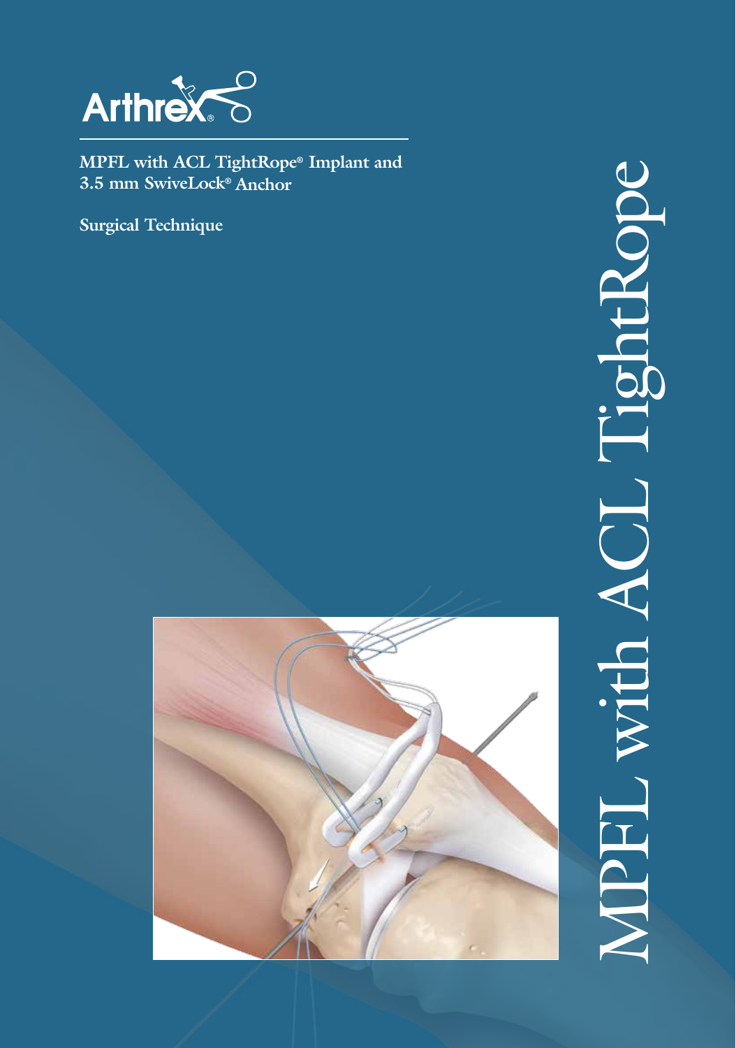Arthrex®

**MPFL with ACL TightRope® Implant and 3.5 mm SwiveLock® Anchor**

**Surgical Technique**

# MPFL with ACL TightRope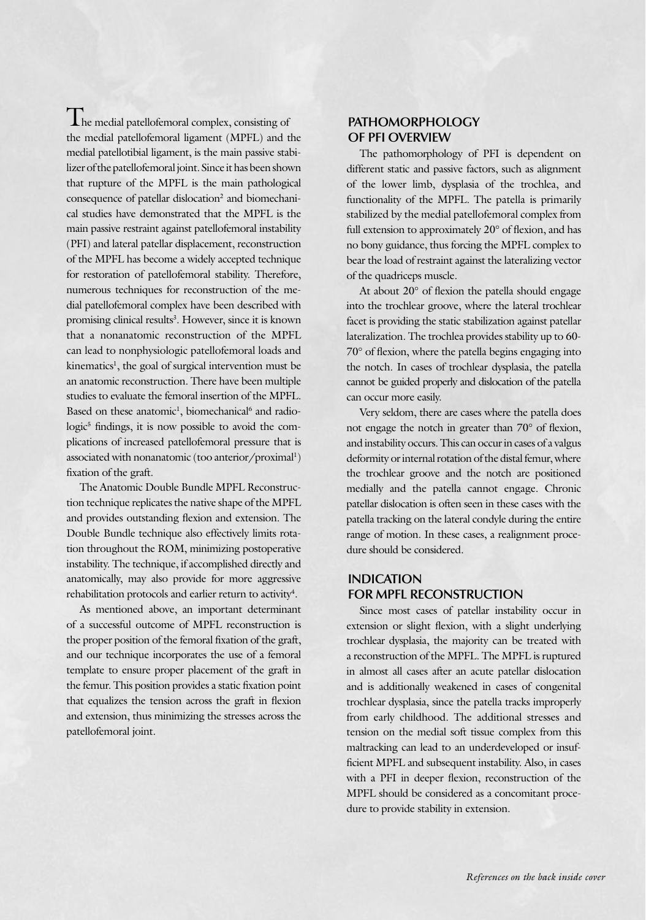The medial patellofemoral complex, consisting of the medial patellofemoral ligament (MPFL) and the medial patellotibial ligament, is the main passive stabilizer of the patellofemoral joint. Since it has been shown that rupture of the MPFL is the main pathological consequence of patellar dislocation[2] and biomechanical studies have demonstrated that the MPFL is the main passive restraint against patellofemoral instability (PFI) and lateral patellar displacement, reconstruction of the MPFL has become a widely accepted technique for restoration of patellofemoral stability. Therefore, numerous techniques for reconstruction of the medial patellofemoral complex have been described with promising clinical results[3]. However, since it is known that a nonanatomic reconstruction of the MPFL can lead to nonphysiologic patellofemoral loads and kinematics[1], the goal of surgical intervention must be an anatomic reconstruction. There have been multiple studies to evaluate the femoral insertion of the MPFL. Based on these anatomic[1], biomechanical[6] and radiologic[5] findings, it is now possible to avoid the complications of increased patellofemoral pressure that is associated with nonanatomic (too anterior/proximal[1]) fixation of the graft.

The Anatomic Double Bundle MPFL Reconstruction technique replicates the native shape of the MPFL and provides outstanding flexion and extension. The Double Bundle technique also effectively limits rotation throughout the ROM, minimizing postoperative instability. The technique, if accomplished directly and anatomically, may also provide for more aggressive rehabilitation protocols and earlier return to activity[4].

As mentioned above, an important determinant of a successful outcome of MPFL reconstruction is the proper position of the femoral fixation of the graft, and our technique incorporates the use of a femoral template to ensure proper placement of the graft in the femur. This position provides a static fixation point that equalizes the tension across the graft in flexion and extension, thus minimizing the stresses across the patellofemoral joint.

## PATHOMORPHOLOGY OF PFI OVERVIEW

The pathomorphology of PFI is dependent on different static and passive factors, such as alignment of the lower limb, dysplasia of the trochlea, and functionality of the MPFL. The patella is primarily stabilized by the medial patellofemoral complex from full extension to approximately 20° of flexion, and has no bony guidance, thus forcing the MPFL complex to bear the load of restraint against the lateralizing vector of the quadriceps muscle.

At about 20° of flexion the patella should engage into the trochlear groove, where the lateral trochlear facet is providing the static stabilization against patellar lateralization. The trochlea provides stability up to 60-70° of flexion, where the patella begins engaging into the notch. In cases of trochlear dysplasia, the patella cannot be guided properly and dislocation of the patella can occur more easily.

Very seldom, there are cases where the patella does not engage the notch in greater than 70° of flexion, and instability occurs. This can occur in cases of a valgus deformity or internal rotation of the distal femur, where the trochlear groove and the notch are positioned medially and the patella cannot engage. Chronic patellar dislocation is often seen in these cases with the patella tracking on the lateral condyle during the entire range of motion. In these cases, a realignment procedure should be considered.

## INDICATION FOR MPFL RECONSTRUCTION

Since most cases of patellar instability occur in extension or slight flexion, with a slight underlying trochlear dysplasia, the majority can be treated with a reconstruction of the MPFL. The MPFL is ruptured in almost all cases after an acute patellar dislocation and is additionally weakened in cases of congenital trochlear dysplasia, since the patella tracks improperly from early childhood. The additional stresses and tension on the medial soft tissue complex from this maltracking can lead to an underdeveloped or insufficient MPFL and subsequent instability. Also, in cases with a PFI in deeper flexion, reconstruction of the MPFL should be considered as a concomitant procedure to provide stability in extension.

*References on the back inside cover*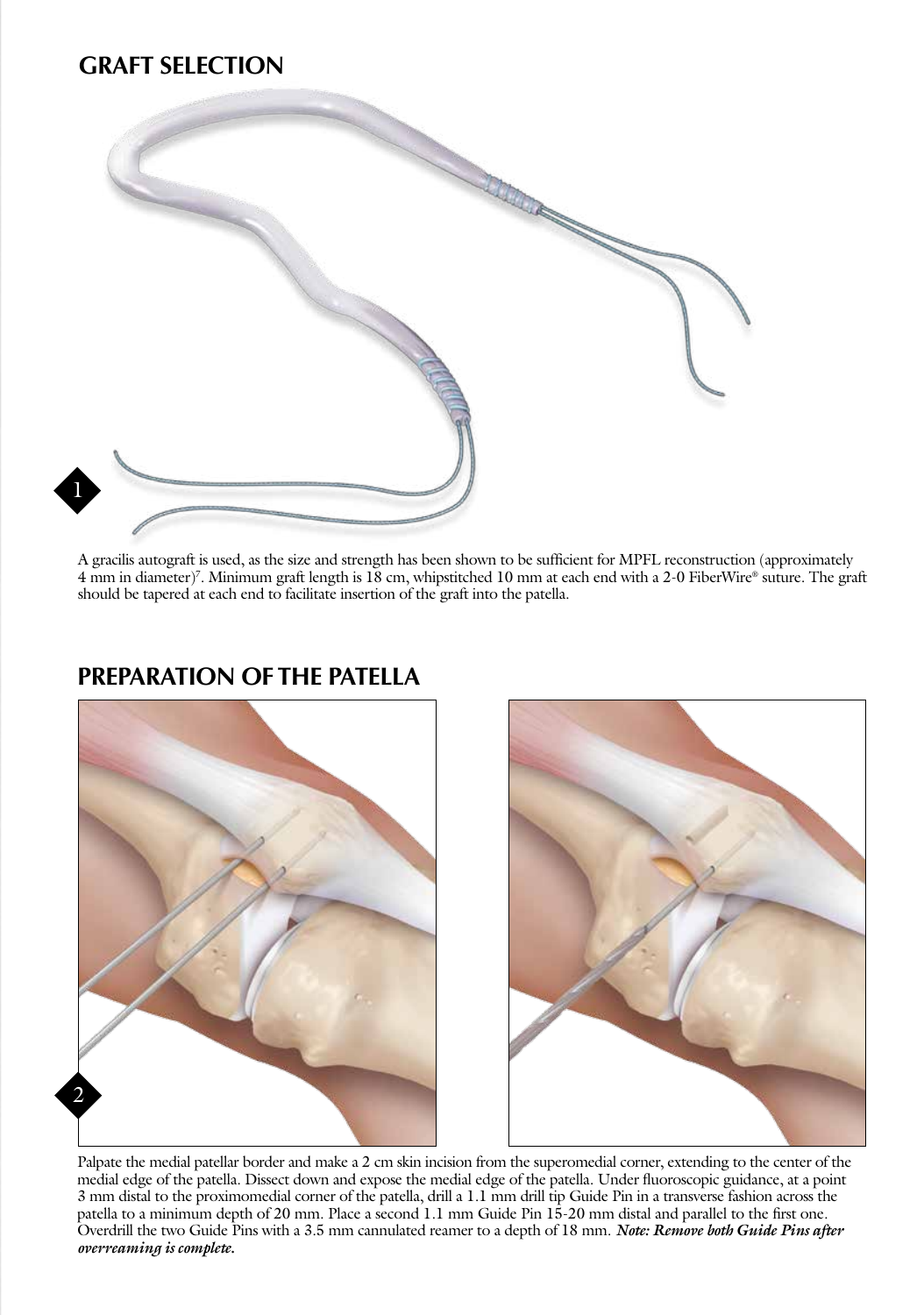## GRAFT SELECTION

1

A gracilis autograft is used, as the size and strength has been shown to be sufficient for MPFL reconstruction (approximately 4 mm in diameter)[7]. Minimum graft length is 18 cm, whipstitched 10 mm at each end with a 2-0 FiberWire® suture. The graft should be tapered at each end to facilitate insertion of the graft into the patella.

## PREPARATION OF THE PATELLA

2

Palpate the medial patellar border and make a 2 cm skin incision from the superomedial corner, extending to the center of the medial edge of the patella. Dissect down and expose the medial edge of the patella. Under fluoroscopic guidance, at a point 3 mm distal to the proximomedial corner of the patella, drill a 1.1 mm drill tip Guide Pin in a transverse fashion across the patella to a minimum depth of 20 mm. Place a second 1.1 mm Guide Pin 15-20 mm distal and parallel to the first one. Overdrill the two Guide Pins with a 3.5 mm cannulated reamer to a depth of 18 mm. ***Note: Remove both Guide Pins after overreaming is complete.***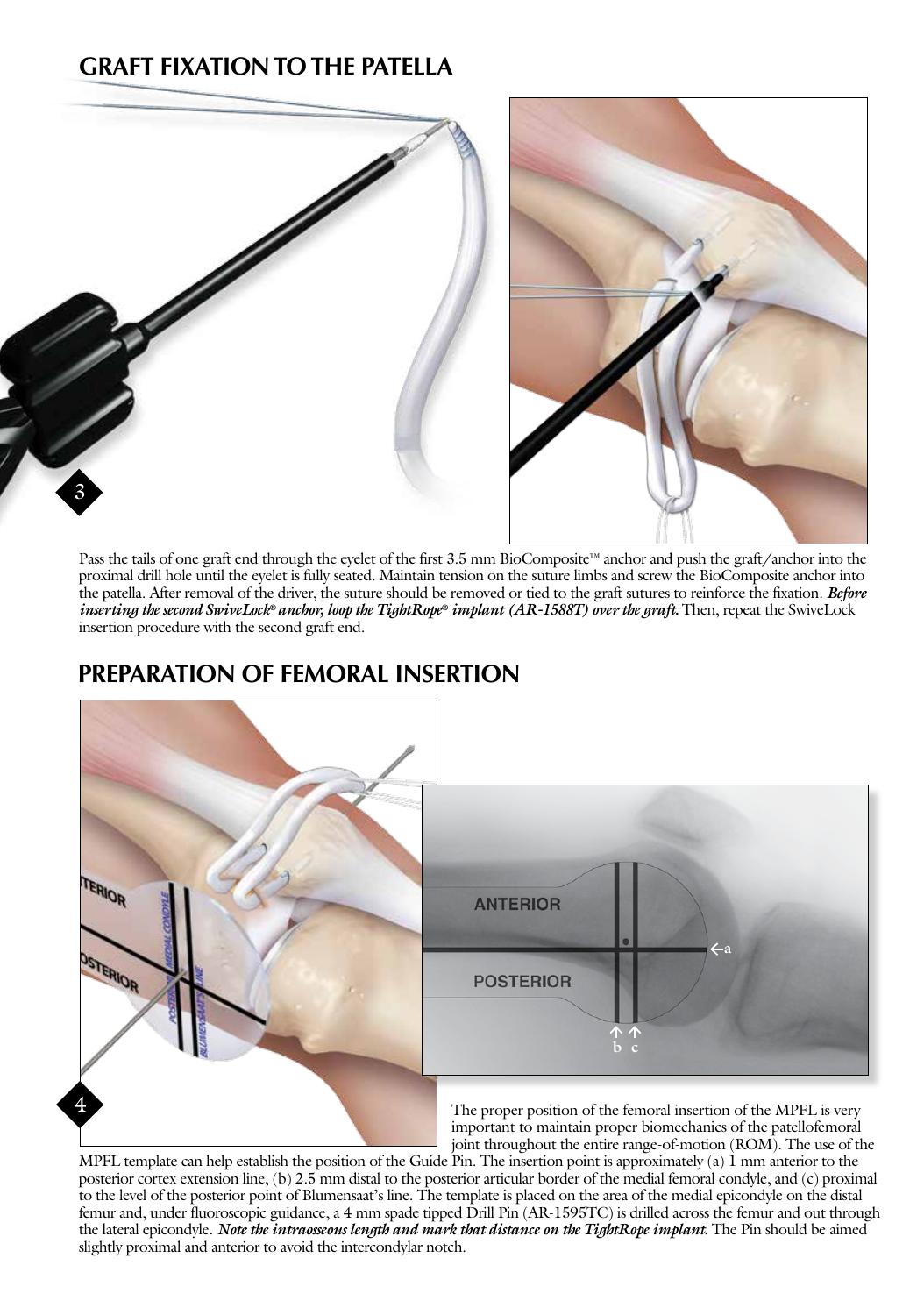## GRAFT FIXATION TO THE PATELLA

Pass the tails of one graft end through the eyelet of the first 3.5 mm BioComposite™ anchor and push the graft/anchor into the proximal drill hole until the eyelet is fully seated. Maintain tension on the suture limbs and screw the BioComposite anchor into the patella. After removal of the driver, the suture should be removed or tied to the graft sutures to reinforce the fixation. ***Before inserting the second SwiveLock® anchor, loop the TightRope® implant (AR-1588T) over the graft.*** Then, repeat the SwiveLock insertion procedure with the second graft end.

## PREPARATION OF FEMORAL INSERTION

The proper position of the femoral insertion of the MPFL is very important to maintain proper biomechanics of the patellofemoral joint throughout the entire range-of-motion (ROM). The use of the MPFL template can help establish the position of the Guide Pin. The insertion point is approximately (a) 1 mm anterior to the posterior cortex extension line, (b) 2.5 mm distal to the posterior articular border of the medial femoral condyle, and (c) proximal to the level of the posterior point of Blumensaat's line. The template is placed on the area of the medial epicondyle on the distal femur and, under fluoroscopic guidance, a 4 mm spade tipped Drill Pin (AR-1595TC) is drilled across the femur and out through the lateral epicondyle. ***Note the intraosseous length and mark that distance on the TightRope implant.*** The Pin should be aimed slightly proximal and anterior to avoid the intercondylar notch.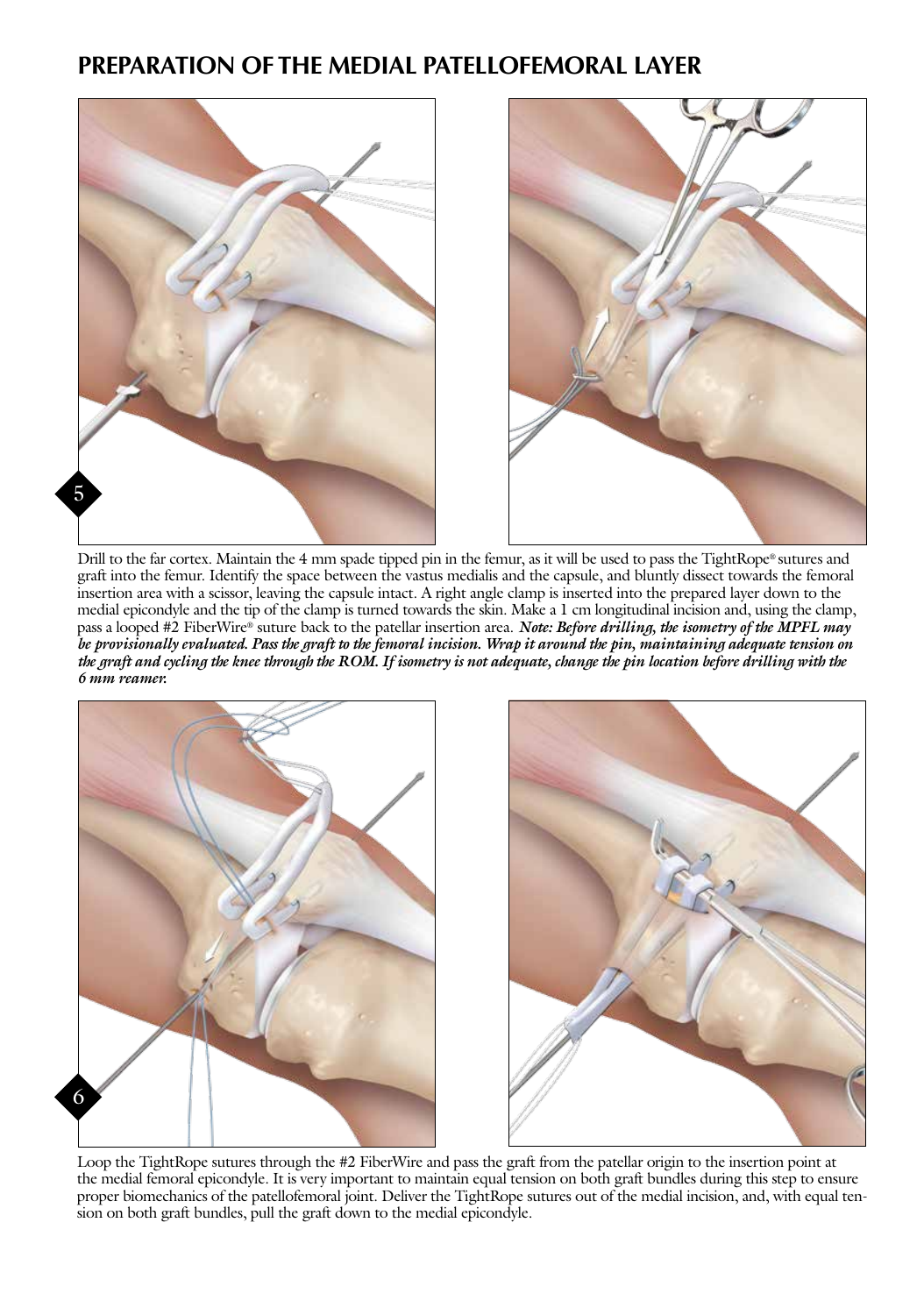## PREPARATION OF THE MEDIAL PATELLOFEMORAL LAYER

5

Drill to the far cortex. Maintain the 4 mm spade tipped pin in the femur, as it will be used to pass the TightRope® sutures and graft into the femur. Identify the space between the vastus medialis and the capsule, and bluntly dissect towards the femoral insertion area with a scissor, leaving the capsule intact. A right angle clamp is inserted into the prepared layer down to the medial epicondyle and the tip of the clamp is turned towards the skin. Make a 1 cm longitudinal incision and, using the clamp, pass a looped #2 FiberWire® suture back to the patellar insertion area. ***Note: Before drilling, the isometry of the MPFL may be provisionally evaluated. Pass the graft to the femoral incision. Wrap it around the pin, maintaining adequate tension on the graft and cycling the knee through the ROM. If isometry is not adequate, change the pin location before drilling with the 6 mm reamer.***

6

Loop the TightRope sutures through the #2 FiberWire and pass the graft from the patellar origin to the insertion point at the medial femoral epicondyle. It is very important to maintain equal tension on both graft bundles during this step to ensure proper biomechanics of the patellofemoral joint. Deliver the TightRope sutures out of the medial incision, and, with equal tension on both graft bundles, pull the graft down to the medial epicondyle.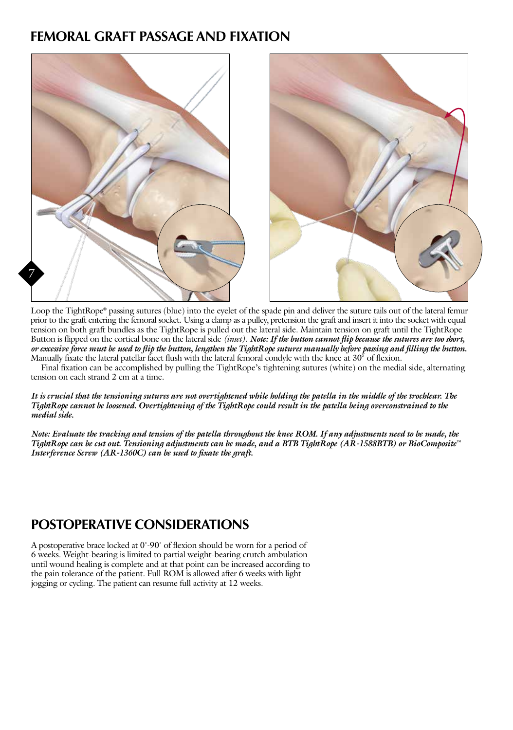## FEMORAL GRAFT PASSAGE AND FIXATION

7

Loop the TightRope® passing sutures (blue) into the eyelet of the spade pin and deliver the suture tails out of the lateral femur prior to the graft entering the femoral socket. Using a clamp as a pulley, pretension the graft and insert it into the socket with equal tension on both graft bundles as the TightRope is pulled out the lateral side. Maintain tension on graft until the TightRope Button is flipped on the cortical bone on the lateral side *(inset)*. ***Note: If the button cannot flip because the sutures are too short, or excessive force must be used to flip the button, lengthen the TightRope sutures manually before passing and filling the button.*** Manually fixate the lateral patellar facet flush with the lateral femoral condyle with the knee at 30° of flexion.

Final fixation can be accomplished by pulling the TightRope's tightening sutures (white) on the medial side, alternating tension on each strand 2 cm at a time.

***It is crucial that the tensioning sutures are not overtightened while holding the patella in the middle of the trochlear. The TightRope cannot be loosened. Overtightening of the TightRope could result in the patella being overconstrained to the medial side.***

***Note: Evaluate the tracking and tension of the patella throughout the knee ROM. If any adjustments need to be made, the TightRope can be cut out. Tensioning adjustments can be made, and a BTB TightRope (AR-1588BTB) or BioComposite™ Interference Screw (AR-1360C) can be used to fixate the graft.***

## POSTOPERATIVE CONSIDERATIONS

A postoperative brace locked at 0°-90° of flexion should be worn for a period of 6 weeks. Weight-bearing is limited to partial weight-bearing crutch ambulation until wound healing is complete and at that point can be increased according to the pain tolerance of the patient. Full ROM is allowed after 6 weeks with light jogging or cycling. The patient can resume full activity at 12 weeks.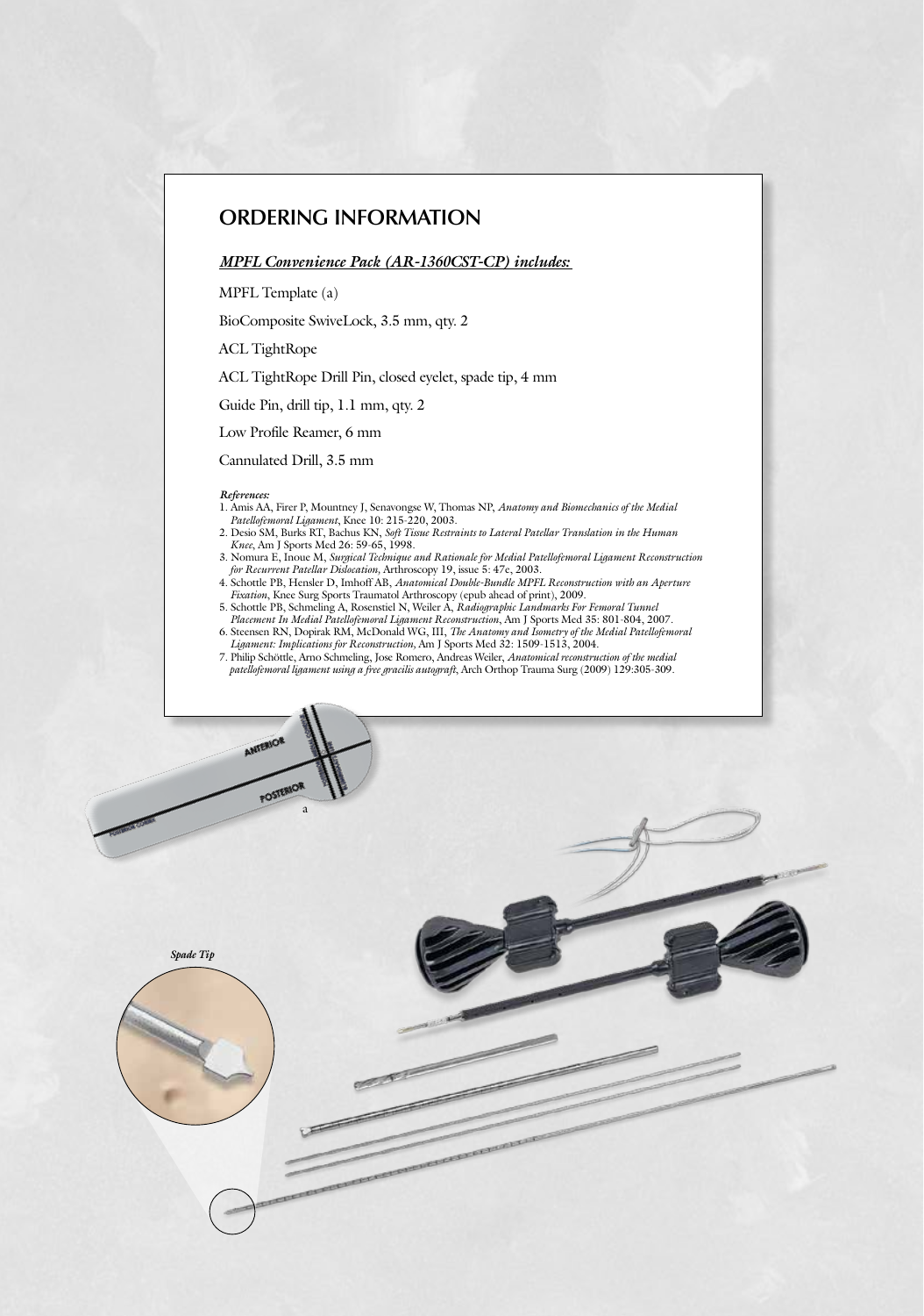# ORDERING INFORMATION

***MPFL Convenience Pack (AR-1360CST-CP) includes:***

MPFL Template (a)

BioComposite SwiveLock, 3.5 mm, qty. 2

ACL TightRope

ACL TightRope Drill Pin, closed eyelet, spade tip, 4 mm

Guide Pin, drill tip, 1.1 mm, qty. 2

Low Profile Reamer, 6 mm

Cannulated Drill, 3.5 mm

***References:***

1. Amis AA, Firer P, Mountney J, Senavongse W, Thomas NP, *Anatomy and Biomechanics of the Medial Patellofemoral Ligament*, Knee 10: 215-220, 2003.
2. Desio SM, Burks RT, Bachus KN, *Soft Tissue Restraints to Lateral Patellar Translation in the Human Knee*, Am J Sports Med 26: 59-65, 1998.
3. Nomura E, Inoue M, *Surgical Technique and Rationale for Medial Patellofemoral Ligament Reconstruction for Recurrent Patellar Dislocation*, Arthroscopy 19, issue 5: 47e, 2003.
4. Schottle PB, Hensler D, Imhoff AB, *Anatomical Double-Bundle MPFL Reconstruction with an Aperture Fixation*, Knee Surg Sports Traumatol Arthroscopy (epub ahead of print), 2009.
5. Schottle PB, Schmeling A, Rosenstiel N, Weiler A, *Radiographic Landmarks For Femoral Tunnel Placement In Medial Patellofemoral Ligament Reconstruction*, Am J Sports Med 35: 801-804, 2007.
6. Steensen RN, Dopirak RM, McDonald WG, III, *The Anatomy and Isometry of the Medial Patellofemoral Ligament: Implications for Reconstruction*, Am J Sports Med 32: 1509-1513, 2004.
7. Philip Schöttle, Arno Schmeling, Jose Romero, Andreas Weiler, *Anatomical reconstruction of the medial patellofemoral ligament using a free gracilis autograft*, Arch Orthop Trauma Surg (2009) 129:305-309.

ANTERIOR

POSTERIOR

a

*Spade Tip*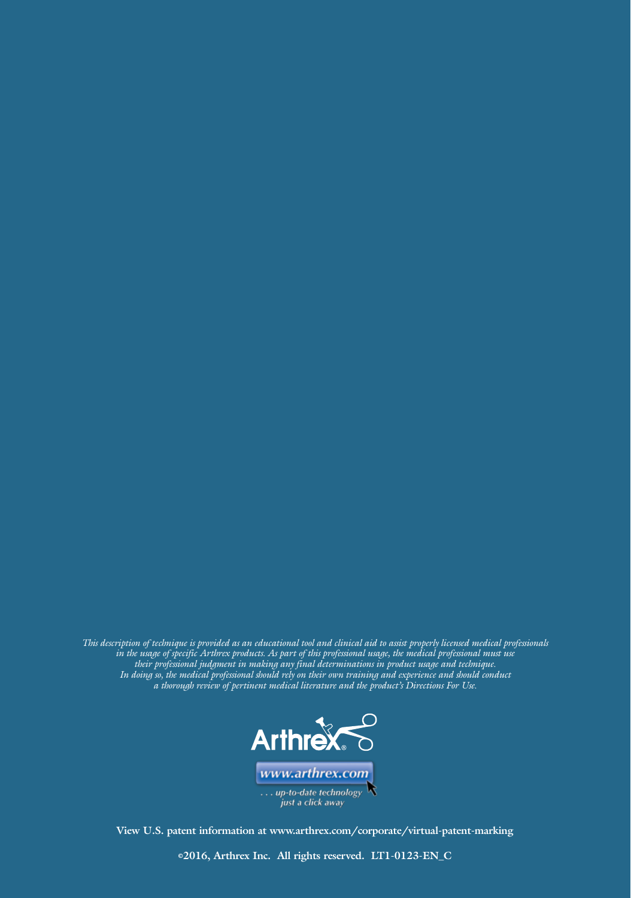*This description of technique is provided as an educational tool and clinical aid to assist properly licensed medical professionals in the usage of specific Arthrex products. As part of this professional usage, the medical professional must use their professional judgment in making any final determinations in product usage and technique. In doing so, the medical professional should rely on their own training and experience and should conduct a thorough review of pertinent medical literature and the product's Directions For Use.*

Arthrex®

www.arthrex.com

*. . . up-to-date technology just a click away*

**View U.S. patent information at www.arthrex.com/corporate/virtual-patent-marking**

**©2016, Arthrex Inc. All rights reserved. LT1-0123-EN_C**